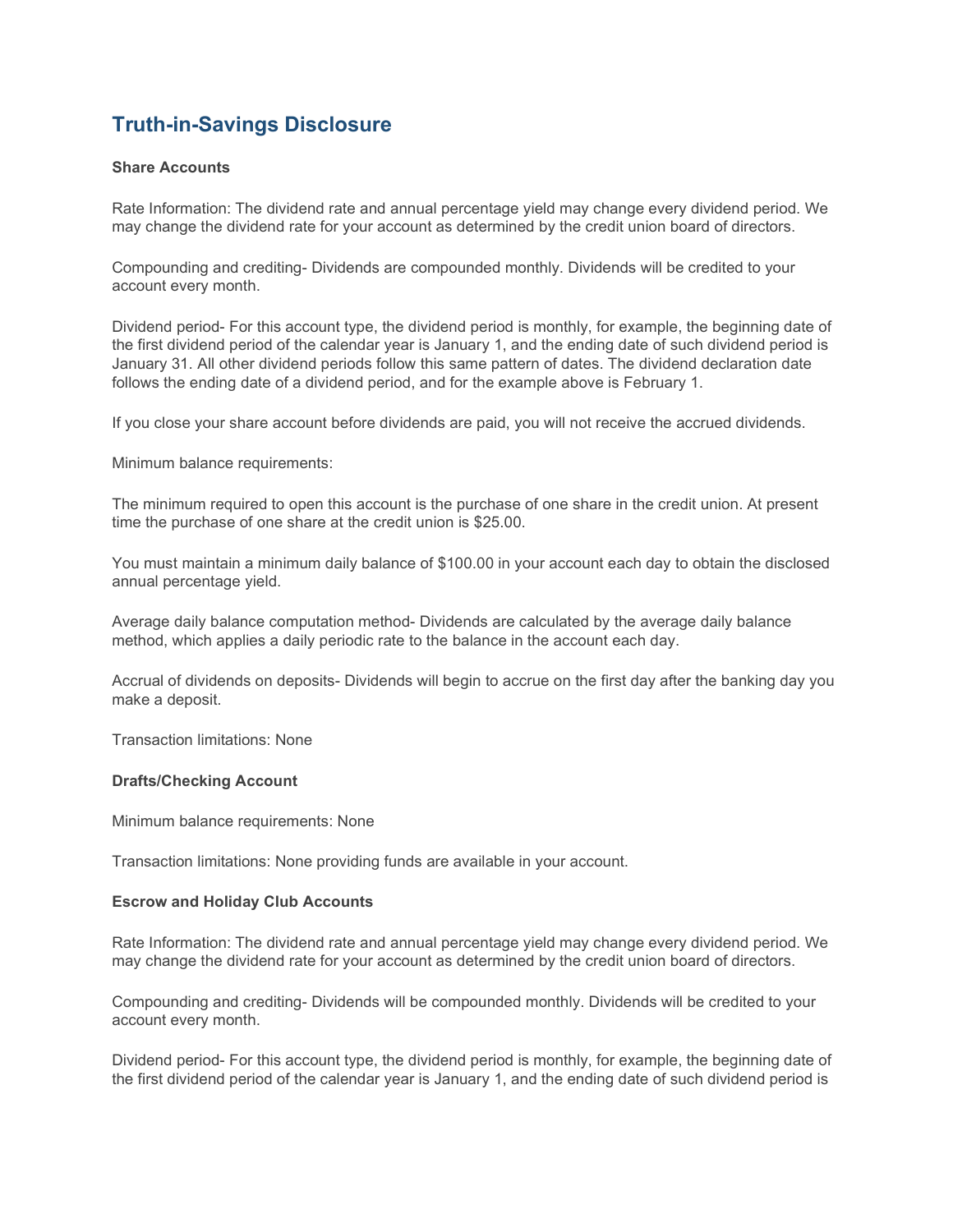# Truth-in-Savings Disclosure

**Share Accounts**

Rate Information: The dividend rate and annual percentage yield may change every dividend period. We may change the dividend rate for your account as determined by the credit union board of directors.

Compounding and crediting- Dividends are compounded monthly. Dividends will be credited to your account every month.

Dividend period- For this account type, the dividend period is monthly, for example, the beginning date of the first dividend period of the calendar year is January 1, and the ending date of such dividend period is January 31. All other dividend periods follow this same pattern of dates. The dividend declaration date follows the ending date of a dividend period, and for the example above is February 1.

If you close your share account before dividends are paid, you will not receive the accrued dividends.

Minimum balance requirements:

The minimum required to open this account is the purchase of one share in the credit union. At present time the purchase of one share at the credit union is $25.00.

You must maintain a minimum daily balance of $100.00 in your account each day to obtain the disclosed annual percentage yield.

Average daily balance computation method- Dividends are calculated by the average daily balance method, which applies a daily periodic rate to the balance in the account each day.

Accrual of dividends on deposits- Dividends will begin to accrue on the first day after the banking day you make a deposit.

Transaction limitations: None

**Drafts/Checking Account**

Minimum balance requirements: None

Transaction limitations: None providing funds are available in your account.

**Escrow and Holiday Club Accounts**

Rate Information: The dividend rate and annual percentage yield may change every dividend period. We may change the dividend rate for your account as determined by the credit union board of directors.

Compounding and crediting- Dividends will be compounded monthly. Dividends will be credited to your account every month.

Dividend period- For this account type, the dividend period is monthly, for example, the beginning date of the first dividend period of the calendar year is January 1, and the ending date of such dividend period is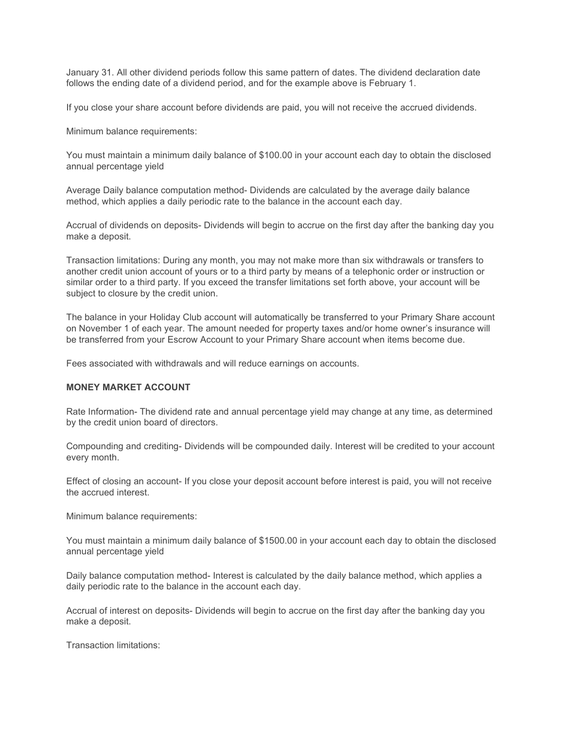January 31. All other dividend periods follow this same pattern of dates. The dividend declaration date follows the ending date of a dividend period, and for the example above is February 1.

If you close your share account before dividends are paid, you will not receive the accrued dividends.

Minimum balance requirements:

You must maintain a minimum daily balance of $100.00 in your account each day to obtain the disclosed annual percentage yield

Average Daily balance computation method- Dividends are calculated by the average daily balance method, which applies a daily periodic rate to the balance in the account each day.

Accrual of dividends on deposits- Dividends will begin to accrue on the first day after the banking day you make a deposit.

Transaction limitations: During any month, you may not make more than six withdrawals or transfers to another credit union account of yours or to a third party by means of a telephonic order or instruction or similar order to a third party. If you exceed the transfer limitations set forth above, your account will be subject to closure by the credit union.

The balance in your Holiday Club account will automatically be transferred to your Primary Share account on November 1 of each year. The amount needed for property taxes and/or home owner's insurance will be transferred from your Escrow Account to your Primary Share account when items become due.

Fees associated with withdrawals and will reduce earnings on accounts.

**MONEY MARKET ACCOUNT**

Rate Information- The dividend rate and annual percentage yield may change at any time, as determined by the credit union board of directors.

Compounding and crediting- Dividends will be compounded daily. Interest will be credited to your account every month.

Effect of closing an account- If you close your deposit account before interest is paid, you will not receive the accrued interest.

Minimum balance requirements:

You must maintain a minimum daily balance of $1500.00 in your account each day to obtain the disclosed annual percentage yield

Daily balance computation method- Interest is calculated by the daily balance method, which applies a daily periodic rate to the balance in the account each day.

Accrual of interest on deposits- Dividends will begin to accrue on the first day after the banking day you make a deposit.

Transaction limitations: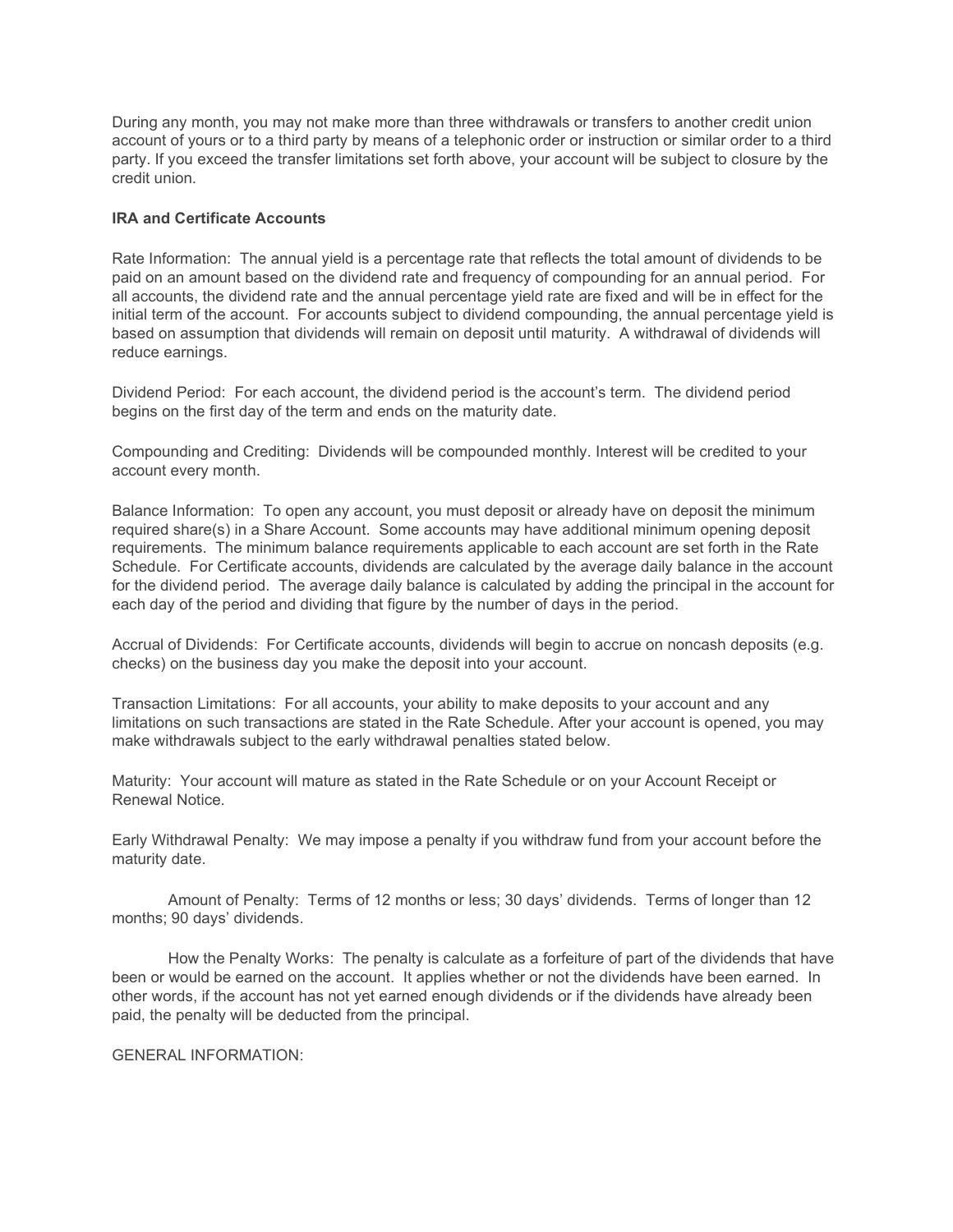During any month, you may not make more than three withdrawals or transfers to another credit union account of yours or to a third party by means of a telephonic order or instruction or similar order to a third party. If you exceed the transfer limitations set forth above, your account will be subject to closure by the credit union.

**IRA and Certificate Accounts**

Rate Information: The annual yield is a percentage rate that reflects the total amount of dividends to be paid on an amount based on the dividend rate and frequency of compounding for an annual period. For all accounts, the dividend rate and the annual percentage yield rate are fixed and will be in effect for the initial term of the account. For accounts subject to dividend compounding, the annual percentage yield is based on assumption that dividends will remain on deposit until maturity. A withdrawal of dividends will reduce earnings.

Dividend Period: For each account, the dividend period is the account's term. The dividend period begins on the first day of the term and ends on the maturity date.

Compounding and Crediting: Dividends will be compounded monthly. Interest will be credited to your account every month.

Balance Information: To open any account, you must deposit or already have on deposit the minimum required share(s) in a Share Account. Some accounts may have additional minimum opening deposit requirements. The minimum balance requirements applicable to each account are set forth in the Rate Schedule. For Certificate accounts, dividends are calculated by the average daily balance in the account for the dividend period. The average daily balance is calculated by adding the principal in the account for each day of the period and dividing that figure by the number of days in the period.

Accrual of Dividends: For Certificate accounts, dividends will begin to accrue on noncash deposits (e.g. checks) on the business day you make the deposit into your account.

Transaction Limitations: For all accounts, your ability to make deposits to your account and any limitations on such transactions are stated in the Rate Schedule. After your account is opened, you may make withdrawals subject to the early withdrawal penalties stated below.

Maturity: Your account will mature as stated in the Rate Schedule or on your Account Receipt or Renewal Notice.

Early Withdrawal Penalty: We may impose a penalty if you withdraw fund from your account before the maturity date.

Amount of Penalty: Terms of 12 months or less; 30 days' dividends. Terms of longer than 12 months; 90 days' dividends.

How the Penalty Works: The penalty is calculate as a forfeiture of part of the dividends that have been or would be earned on the account. It applies whether or not the dividends have been earned. In other words, if the account has not yet earned enough dividends or if the dividends have already been paid, the penalty will be deducted from the principal.

GENERAL INFORMATION: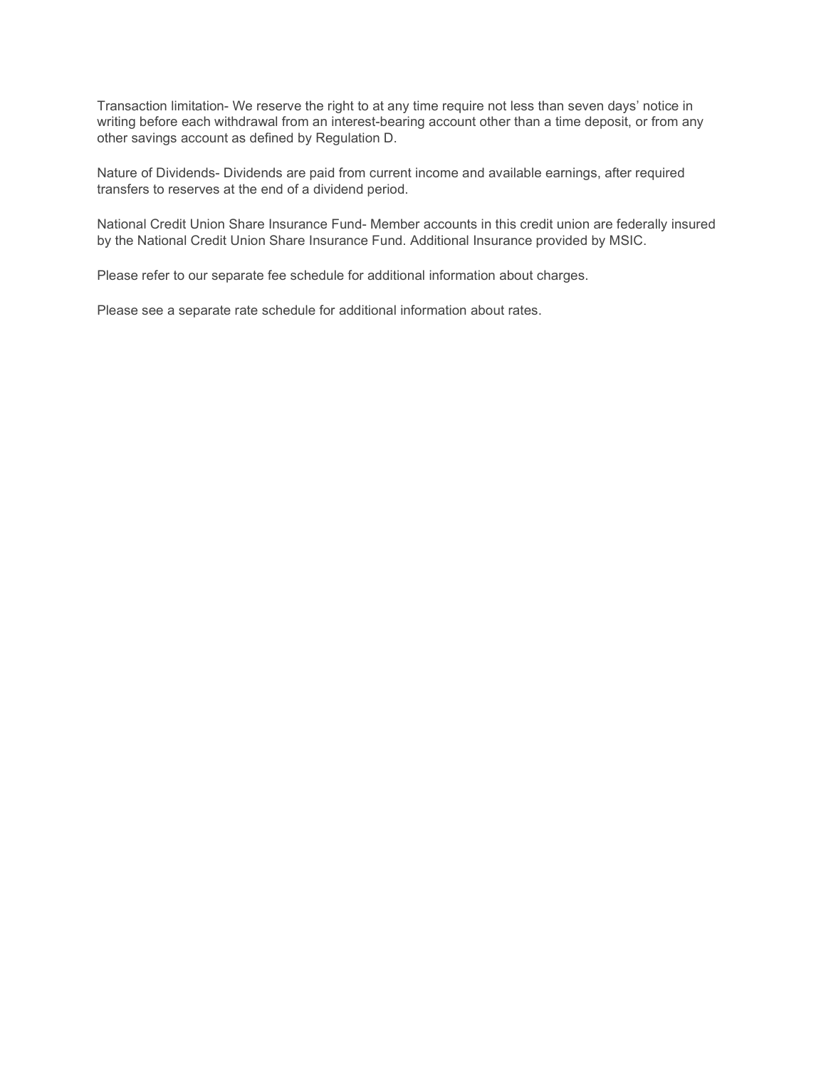Transaction limitation- We reserve the right to at any time require not less than seven days' notice in writing before each withdrawal from an interest-bearing account other than a time deposit, or from any other savings account as defined by Regulation D.

Nature of Dividends- Dividends are paid from current income and available earnings, after required transfers to reserves at the end of a dividend period.

National Credit Union Share Insurance Fund- Member accounts in this credit union are federally insured by the National Credit Union Share Insurance Fund. Additional Insurance provided by MSIC.

Please refer to our separate fee schedule for additional information about charges.

Please see a separate rate schedule for additional information about rates.